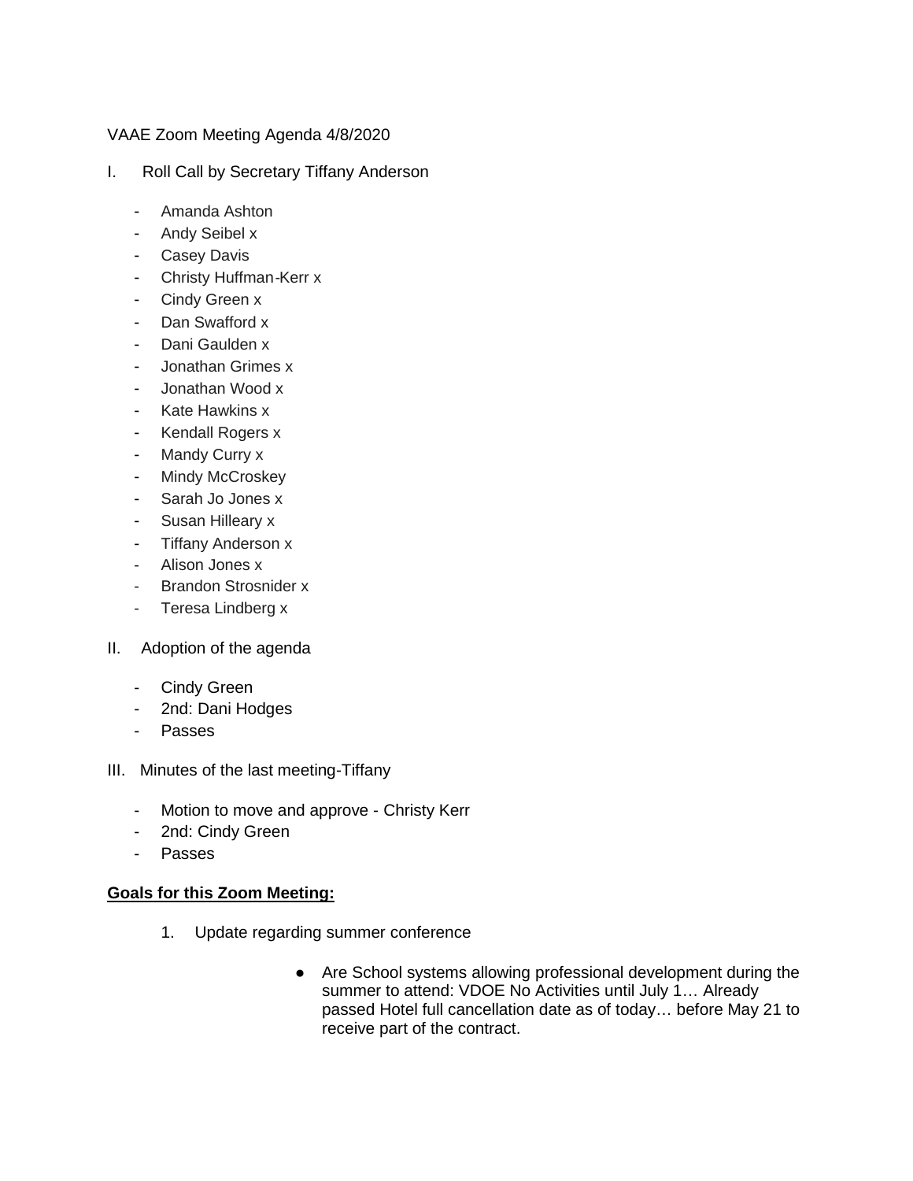VAAE Zoom Meeting Agenda 4/8/2020

I. Roll Call by Secretary Tiffany Anderson

- Amanda Ashton
- Andy Seibel x
- Casey Davis
- Christy Huffman-Kerr x
- Cindy Green x
- Dan Swafford x
- Dani Gaulden x
- Jonathan Grimes x
- Jonathan Wood x
- Kate Hawkins x
- Kendall Rogers x
- Mandy Curry x
- Mindy McCroskey
- Sarah Jo Jones x
- Susan Hilleary x
- Tiffany Anderson x
- Alison Jones x
- Brandon Strosnider x
- Teresa Lindberg x

II. Adoption of the agenda

- Cindy Green
- 2nd: Dani Hodges
- Passes

III. Minutes of the last meeting-Tiffany

- Motion to move and approve - Christy Kerr
- 2nd: Cindy Green
- Passes

**Goals for this Zoom Meeting:**

1. Update regarding summer conference

   - Are School systems allowing professional development during the summer to attend: VDOE No Activities until July 1… Already passed Hotel full cancellation date as of today… before May 21 to receive part of the contract.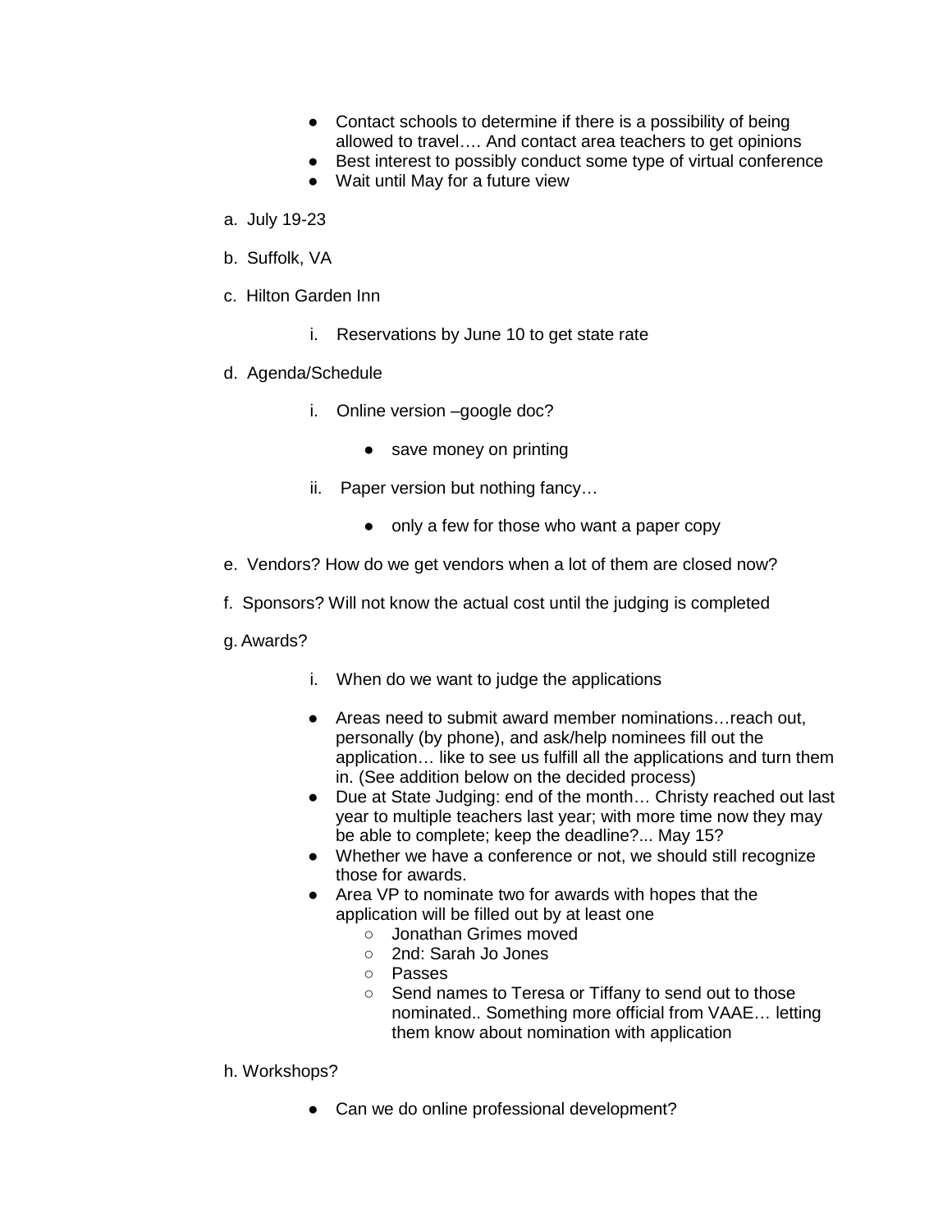- Contact schools to determine if there is a possibility of being allowed to travel…. And contact area teachers to get opinions
- Best interest to possibly conduct some type of virtual conference
- Wait until May for a future view

a. July 19-23

b. Suffolk, VA

c. Hilton Garden Inn

  i. Reservations by June 10 to get state rate

d. Agenda/Schedule

  i. Online version –google doc?

    - save money on printing

  ii. Paper version but nothing fancy…

    - only a few for those who want a paper copy

e. Vendors? How do we get vendors when a lot of them are closed now?

f. Sponsors? Will not know the actual cost until the judging is completed

g. Awards?

  i. When do we want to judge the applications

  - Areas need to submit award member nominations…reach out, personally (by phone), and ask/help nominees fill out the application… like to see us fulfill all the applications and turn them in. (See addition below on the decided process)
  - Due at State Judging: end of the month… Christy reached out last year to multiple teachers last year; with more time now they may be able to complete; keep the deadline?... May 15?
  - Whether we have a conference or not, we should still recognize those for awards.
  - Area VP to nominate two for awards with hopes that the application will be filled out by at least one
    - Jonathan Grimes moved
    - 2nd: Sarah Jo Jones
    - Passes
    - Send names to Teresa or Tiffany to send out to those nominated.. Something more official from VAAE… letting them know about nomination with application

h. Workshops?

  - Can we do online professional development?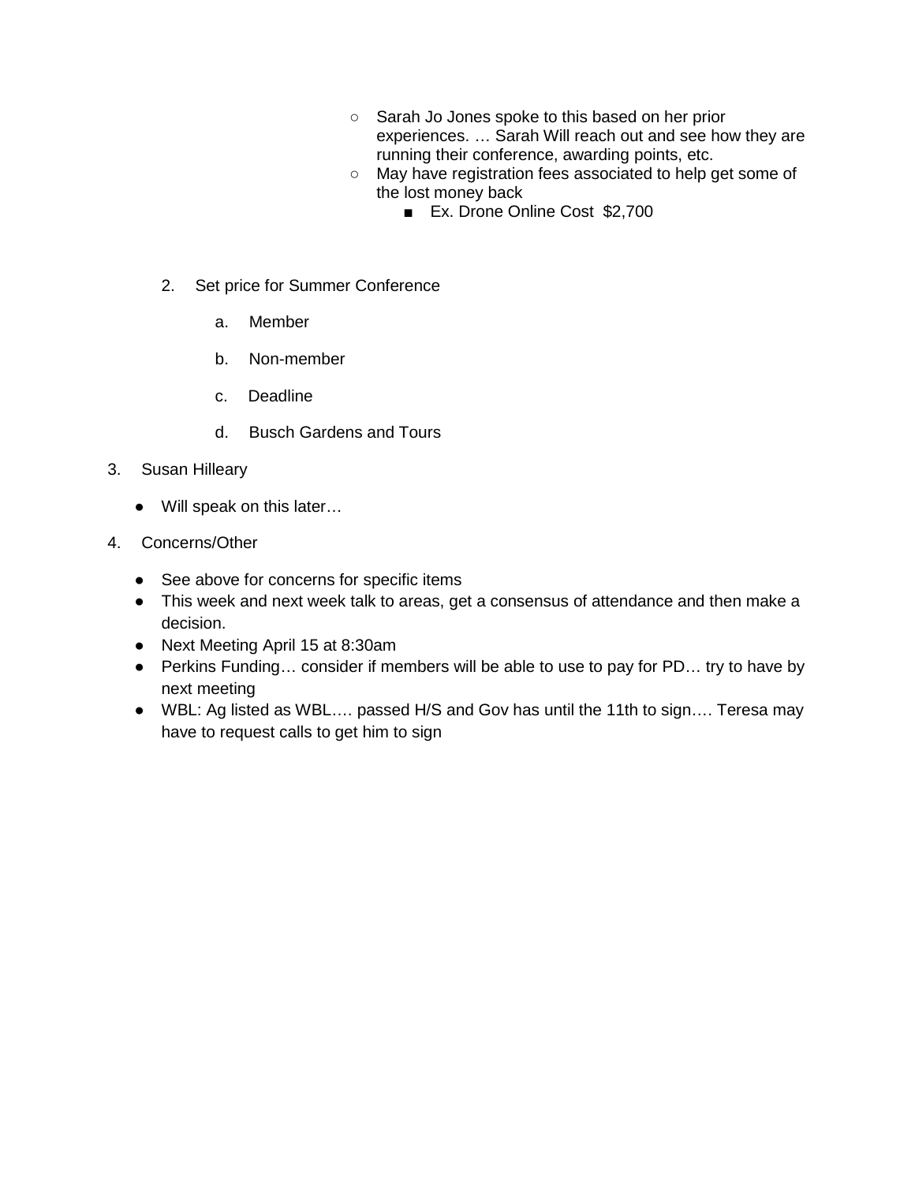- Sarah Jo Jones spoke to this based on her prior experiences. … Sarah Will reach out and see how they are running their conference, awarding points, etc.
        - May have registration fees associated to help get some of the lost money back
            - Ex. Drone Online Cost  $2,700

2. Set price for Summer Conference
    a. Member
    b. Non-member
    c. Deadline
    d. Busch Gardens and Tours

3. Susan Hilleary
    - Will speak on this later…

4. Concerns/Other
    - See above for concerns for specific items
    - This week and next week talk to areas, get a consensus of attendance and then make a decision.
    - Next Meeting April 15 at 8:30am
    - Perkins Funding… consider if members will be able to use to pay for PD… try to have by next meeting
    - WBL: Ag listed as WBL…. passed H/S and Gov has until the 11th to sign…. Teresa may have to request calls to get him to sign